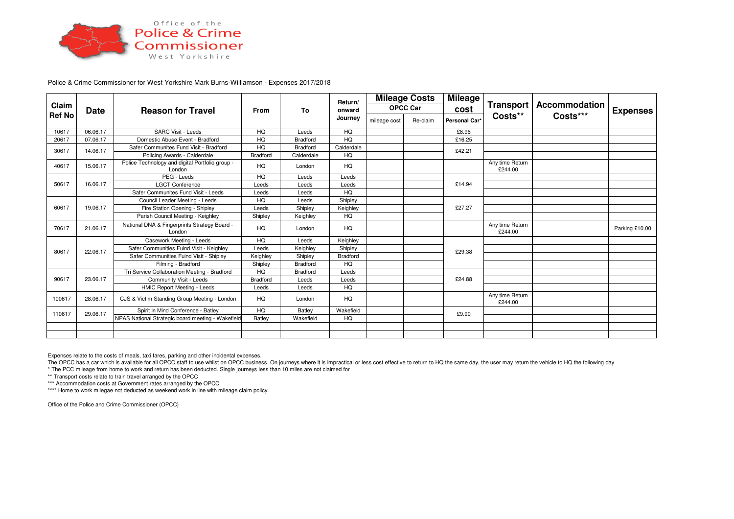Office of the Police & Crime Commissioner West Yorkshire

Police & Crime Commissioner for West Yorkshire Mark Burns-Williamson - Expenses 2017/2018

| Claim Ref No | Date | Reason for Travel | From | To | Return/ onward Journey | Mileage Costs OPCC Car | | Mileage cost | Transport Costs** | Accommodation Costs*** | Expenses |
|---|---|---|---|---|---|---|---|---|---|---|---|
| | | | | | | mileage cost | Re-claim | Personal Car* | | | |
| 10617 | 06.06.17 | SARC Visit - Leeds | HQ | Leeds | HQ | | | £8.96 | | | |
| 20617 | 07.06.17 | Domestic Abuse Event - Bradford | HQ | Bradford | HQ | | | £16.25 | | | |
| 30617 | 14.06.17 | Safer Communites Fund Visit - Bradford | HQ | Bradford | Calderdale | | | £42.21 | | | |
| | | Policing Awards - Calderdale | Bradford | Calderdale | HQ | | | | | | |
| 40617 | 15.06.17 | Police Technology and digital Portfolio group - London | HQ | London | HQ | | | | Any time Return £244.00 | | |
| 50617 | 16.06.17 | PEG - Leeds | HQ | Leeds | Leeds | | | £14.94 | | | |
| | | LGCT Conference | Leeds | Leeds | Leeds | | | | | | |
| | | Safer Communites Fund Visit - Leeds | Leeds | Leeds | HQ | | | | | | |
| 60617 | 19.06.17 | Council Leader Meeting - Leeds | HQ | Leeds | Shipley | | | £27.27 | | | |
| | | Fire Station Opening - Shipley | Leeds | Shipley | Keighley | | | | | | |
| | | Parish Council Meeting - Keighley | Shipley | Keighley | HQ | | | | | | |
| 70617 | 21.06.17 | National DNA & Fingerprints Strategy Board - London | HQ | London | HQ | | | | Any time Return £244.00 | | Parking £10.00 |
| 80617 | 22.06.17 | Casework Meeting - Leeds | HQ | Leeds | Keighley | | | £29.38 | | | |
| | | Safer Communities Fuind Visit - Keighley | Leeds | Keighley | Shipley | | | | | | |
| | | Safer Communities Fuind Visit - Shipley | Keighley | Shipley | Bradford | | | | | | |
| | | Filming - Bradford | Shipley | Bradford | HQ | | | | | | |
| 90617 | 23.06.17 | Tri Service Collaboration Meeting - Bradford | HQ | Bradford | Leeds | | | £24.88 | | | |
| | | Community Visit - Leeds | Bradford | Leeds | Leeds | | | | | | |
| | | HMIC Report Meeting - Leeds | Leeds | Leeds | HQ | | | | | | |
| 100617 | 28.06.17 | CJS & Victim Standing Group Meeting - London | HQ | London | HQ | | | | Any time Return £244.00 | | |
| 110617 | 29.06.17 | Spirit in Mind Conference - Batley | HQ | Batley | Wakefield | | | £9.90 | | | |
| | | NPAS National Strategic board meeting - Wakefield | Batley | Wakefield | HQ | | | | | | |
| | | | | | | | | | | | |
| | | | | | | | | | | | |

Expenses relate to the costs of meals, taxi fares, parking and other incidental expenses.

The OPCC has a car which is available for all OPCC staff to use whilst on OPCC business. On journeys where it is impractical or less cost effective to return to HQ the same day, the user may return the vehicle to HQ the following day

* The PCC mileage from home to work and return has been deducted. Single journeys less than 10 miles are not claimed for

** Transport costs relate to train travel arranged by the OPCC

*** Accommodation costs at Government rates arranged by the OPCC

**** Home to work milegae not deducted as weekend work in line with mileage claim policy.

Office of the Police and Crime Commissioner (OPCC)